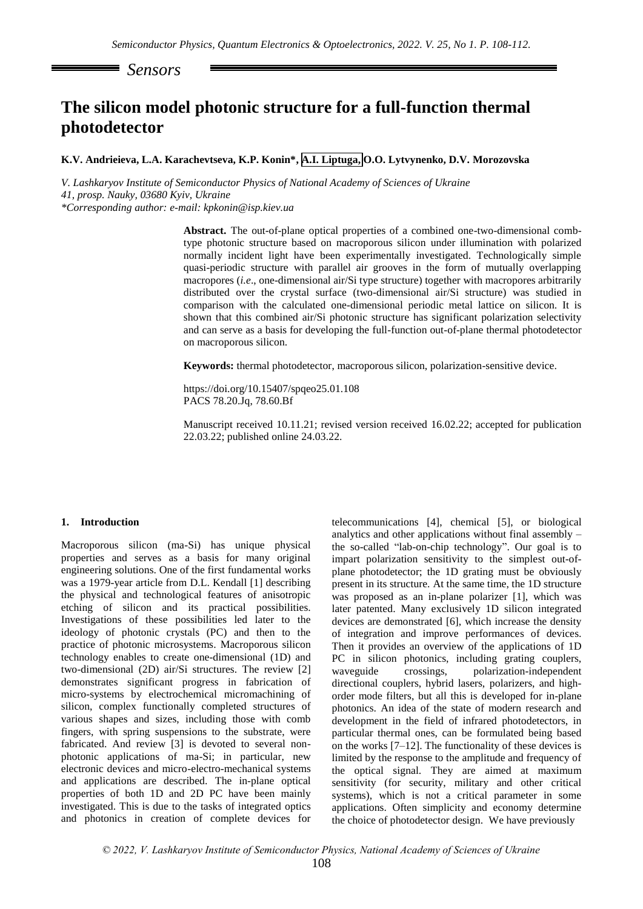## Sensors

# The silicon model photonic structure for a full-function thermal photodetector

**K.V. Andrieieva, L.A. Karachevtseva, K.P. Konin\*, A.I. Liptuga, O.O. Lytvynenko, D.V. Morozovska**

*V. Lashkaryov Institute of Semiconductor Physics of National Academy of Sciences of Ukraine*
*41, prosp. Nauky, 03680 Kyiv, Ukraine*
*\*Corresponding author: e-mail: kpkonin@isp.kiev.ua*

**Abstract.** The out-of-plane optical properties of a combined one-two-dimensional comb-type photonic structure based on macroporous silicon under illumination with polarized normally incident light have been experimentally investigated. Technologically simple quasi-periodic structure with parallel air grooves in the form of mutually overlapping macropores (*i.e*., one-dimensional air/Si type structure) together with macropores arbitrarily distributed over the crystal surface (two-dimensional air/Si structure) was studied in comparison with the calculated one-dimensional periodic metal lattice on silicon. It is shown that this combined air/Si photonic structure has significant polarization selectivity and can serve as a basis for developing the full-function out-of-plane thermal photodetector on macroporous silicon.

**Keywords:** thermal photodetector, macroporous silicon, polarization-sensitive device.

https://doi.org/10.15407/spqeo25.01.108
PACS 78.20.Jq, 78.60.Bf

Manuscript received 10.11.21; revised version received 16.02.22; accepted for publication 22.03.22; published online 24.03.22.

## 1. Introduction

Macroporous silicon (ma-Si) has unique physical properties and serves as a basis for many original engineering solutions. One of the first fundamental works was a 1979-year article from D.L. Kendall [1] describing the physical and technological features of anisotropic etching of silicon and its practical possibilities. Investigations of these possibilities led later to the ideology of photonic crystals (PC) and then to the practice of photonic microsystems. Macroporous silicon technology enables to create one-dimensional (1D) and two-dimensional (2D) air/Si structures. The review [2] demonstrates significant progress in fabrication of micro-systems by electrochemical micromachining of silicon, complex functionally completed structures of various shapes and sizes, including those with comb fingers, with spring suspensions to the substrate, were fabricated. And review [3] is devoted to several non-photonic applications of ma-Si; in particular, new electronic devices and micro-electro-mechanical systems and applications are described. The in-plane optical properties of both 1D and 2D PC have been mainly investigated. This is due to the tasks of integrated optics and photonics in creation of complete devices for telecommunications [4], chemical [5], or biological analytics and other applications without final assembly – the so-called "lab-on-chip technology". Our goal is to impart polarization sensitivity to the simplest out-of-plane photodetector; the 1D grating must be obviously present in its structure. At the same time, the 1D structure was proposed as an in-plane polarizer [1], which was later patented. Many exclusively 1D silicon integrated devices are demonstrated [6], which increase the density of integration and improve performances of devices. Then it provides an overview of the applications of 1D PC in silicon photonics, including grating couplers, waveguide crossings, polarization-independent directional couplers, hybrid lasers, polarizers, and high-order mode filters, but all this is developed for in-plane photonics. An idea of the state of modern research and development in the field of infrared photodetectors, in particular thermal ones, can be formulated being based on the works [7–12]. The functionality of these devices is limited by the response to the amplitude and frequency of the optical signal. They are aimed at maximum sensitivity (for security, military and other critical systems), which is not a critical parameter in some applications. Often simplicity and economy determine the choice of photodetector design. We have previously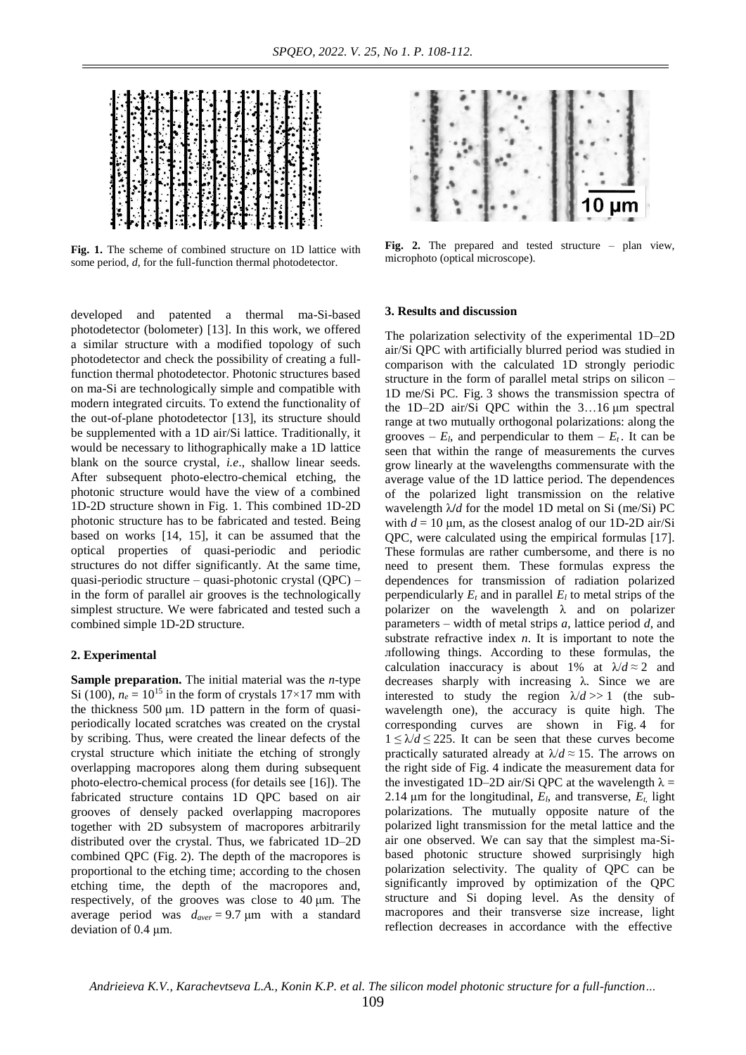Fig. 1. The scheme of combined structure on 1D lattice with some period, $d$, for the full-function thermal photodetector.

Fig. 2. The prepared and tested structure – plan view, microphoto (optical microscope).

developed and patented a thermal ma-Si-based photodetector (bolometer) [13]. In this work, we offered a similar structure with a modified topology of such photodetector and check the possibility of creating a full-function thermal photodetector. Photonic structures based on ma-Si are technologically simple and compatible with modern integrated circuits. To extend the functionality of the out-of-plane photodetector [13], its structure should be supplemented with a 1D air/Si lattice. Traditionally, it would be necessary to lithographically make a 1D lattice blank on the source crystal, *i.e.*, shallow linear seeds. After subsequent photo-electro-chemical etching, the photonic structure would have the view of a combined 1D-2D structure shown in Fig. 1. This combined 1D-2D photonic structure has to be fabricated and tested. Being based on works [14, 15], it can be assumed that the optical properties of quasi-periodic and periodic structures do not differ significantly. At the same time, quasi-periodic structure – quasi-photonic crystal (QPC) – in the form of parallel air grooves is the technologically simplest structure. We were fabricated and tested such a combined simple 1D-2D structure.

## 2. Experimental

**Sample preparation.** The initial material was the *n*-type Si (100), $n_e = 10^{15}$ in the form of crystals 17×17 mm with the thickness 500 μm. 1D pattern in the form of quasi-periodically located scratches was created on the crystal by scribing. Thus, were created the linear defects of the crystal structure which initiate the etching of strongly overlapping macropores along them during subsequent photo-electro-chemical process (for details see [16]). The fabricated structure contains 1D QPC based on air grooves of densely packed overlapping macropores together with 2D subsystem of macropores arbitrarily distributed over the crystal. Thus, we fabricated 1D–2D combined QPC (Fig. 2). The depth of the macropores is proportional to the etching time; according to the chosen etching time, the depth of the macropores and, respectively, of the grooves was close to 40 μm. The average period was $d_{aver} = 9.7$ μm with a standard deviation of 0.4 μm.

## 3. Results and discussion

The polarization selectivity of the experimental 1D–2D air/Si QPC with artificially blurred period was studied in comparison with the calculated 1D strongly periodic structure in the form of parallel metal strips on silicon – 1D me/Si PC. Fig. 3 shows the transmission spectra of the 1D–2D air/Si QPC within the 3…16 μm spectral range at two mutually orthogonal polarizations: along the grooves – $E_l$, and perpendicular to them – $E_t$. It can be seen that within the range of measurements the curves grow linearly at the wavelengths commensurate with the average value of the 1D lattice period. The dependences of the polarized light transmission on the relative wavelength $\lambda/d$ for the model 1D metal on Si (me/Si) PC with $d = 10$ μm, as the closest analog of our 1D-2D air/Si QPC, were calculated using the empirical formulas [17]. These formulas are rather cumbersome, and there is no need to present them. These formulas express the dependences for transmission of radiation polarized perpendicularly $E_t$ and in parallel $E_l$ to metal strips of the polarizer on the wavelength $\lambda$ and on polarizer parameters – width of metal strips $a$, lattice period $d$, and substrate refractive index $n$. It is important to note the лfollowing things. According to these formulas, the calculation inaccuracy is about 1% at $\lambda/d \approx 2$ and decreases sharply with increasing $\lambda$. Since we are interested to study the region $\lambda/d >> 1$ (the sub-wavelength one), the accuracy is quite high. The corresponding curves are shown in Fig. 4 for $1 \le \lambda/d \le 225$. It can be seen that these curves become practically saturated already at $\lambda/d \approx 15$. The arrows on the right side of Fig. 4 indicate the measurement data for the investigated 1D–2D air/Si QPC at the wavelength $\lambda$ = 2.14 μm for the longitudinal, $E_l$, and transverse, $E_t$, light polarizations. The mutually opposite nature of the polarized light transmission for the metal lattice and the air one observed. We can say that the simplest ma-Si-based photonic structure showed surprisingly high polarization selectivity. The quality of QPC can be significantly improved by optimization of the QPC structure and Si doping level. As the density of macropores and their transverse size increase, light reflection decreases in accordance with the effective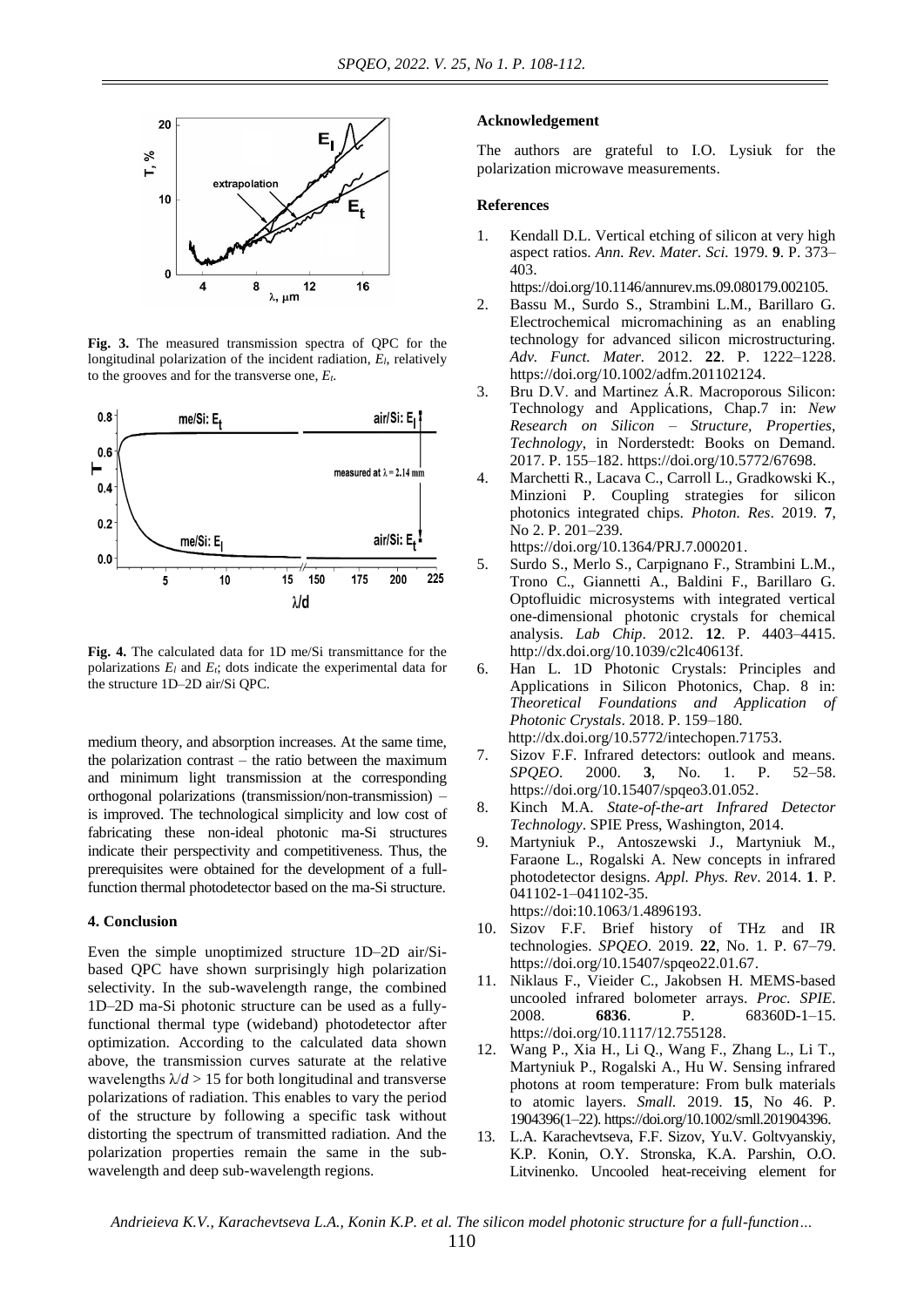**Fig. 3.** The measured transmission spectra of QPC for the longitudinal polarization of the incident radiation, $E_l$, relatively to the grooves and for the transverse one, $E_t$.

**Fig. 4.** The calculated data for 1D me/Si transmittance for the polarizations $E_l$ and $E_t$; dots indicate the experimental data for the structure 1D–2D air/Si QPC.

medium theory, and absorption increases. At the same time, the polarization contrast – the ratio between the maximum and minimum light transmission at the corresponding orthogonal polarizations (transmission/non-transmission) – is improved. The technological simplicity and low cost of fabricating these non-ideal photonic ma-Si structures indicate their perspectivity and competitiveness. Thus, the prerequisites were obtained for the development of a full-function thermal photodetector based on the ma-Si structure.

## 4. Conclusion

Even the simple unoptimized structure 1D–2D air/Si-based QPC have shown surprisingly high polarization selectivity. In the sub-wavelength range, the combined 1D–2D ma-Si photonic structure can be used as a fully-functional thermal type (wideband) photodetector after optimization. According to the calculated data shown above, the transmission curves saturate at the relative wavelengths $\lambda/d > 15$ for both longitudinal and transverse polarizations of radiation. This enables to vary the period of the structure by following a specific task without distorting the spectrum of transmitted radiation. And the polarization properties remain the same in the sub-wavelength and deep sub-wavelength regions.

## Acknowledgement

The authors are grateful to I.O. Lysiuk for the polarization microwave measurements.

## References

1. Kendall D.L. Vertical etching of silicon at very high aspect ratios. *Ann. Rev. Mater. Sci.* 1979. **9**. P. 373–403. https://doi.org/10.1146/annurev.ms.09.080179.002105.
2. Bassu M., Surdo S., Strambini L.M., Barillaro G. Electrochemical micromachining as an enabling technology for advanced silicon microstructuring. *Adv. Funct. Mater.* 2012. **22**. P. 1222–1228. https://doi.org/10.1002/adfm.201102124.
3. Bru D.V. and Martinez Á.R. Macroporous Silicon: Technology and Applications, Chap.7 in: *New Research on Silicon – Structure, Properties, Technology*, in Norderstedt: Books on Demand. 2017. P. 155–182. https://doi.org/10.5772/67698.
4. Marchetti R., Lacava C., Carroll L., Gradkowski K., Minzioni P. Coupling strategies for silicon photonics integrated chips. *Photon. Res*. 2019. **7**, No 2. P. 201–239. https://doi.org/10.1364/PRJ.7.000201.
5. Surdo S., Merlo S., Carpignano F., Strambini L.M., Trono C., Giannetti A., Baldini F., Barillaro G. Optofluidic microsystems with integrated vertical one-dimensional photonic crystals for chemical analysis. *Lab Chip*. 2012. **12**. P. 4403–4415. http://dx.doi.org/10.1039/c2lc40613f.
6. Han L. 1D Photonic Crystals: Principles and Applications in Silicon Photonics, Chap. 8 in: *Theoretical Foundations and Application of Photonic Crystals*. 2018. P. 159–180. http://dx.doi.org/10.5772/intechopen.71753.
7. Sizov F.F. Infrared detectors: outlook and means. *SPQEO*. 2000. **3**, No. 1. P. 52–58. https://doi.org/10.15407/spqeo3.01.052.
8. Kinch M.A. *State-of-the-art Infrared Detector Technology*. SPIE Press, Washington, 2014.
9. Martyniuk P., Antoszewski J., Martyniuk M., Faraone L., Rogalski A. New concepts in infrared photodetector designs. *Appl. Phys. Rev*. 2014. **1**. P. 041102-1–041102-35. https://doi:10.1063/1.4896193.
10. Sizov F.F. Brief history of THz and IR technologies. *SPQEO*. 2019. **22**, No. 1. P. 67–79. https://doi.org/10.15407/spqeo22.01.67.
11. Niklaus F., Vieider C., Jakobsen H. MEMS-based uncooled infrared bolometer arrays. *Proc. SPIE*. 2008. **6836**. P. 68360D-1–15. https://doi.org/10.1117/12.755128.
12. Wang P., Xia H., Li Q., Wang F., Zhang L., Li T., Martyniuk P., Rogalski A., Hu W. Sensing infrared photons at room temperature: From bulk materials to atomic layers. *Small.* 2019. **15**, No 46. P. 1904396(1–22). https://doi.org/10.1002/smll.201904396.
13. L.A. Karachevtseva, F.F. Sizov, Yu.V. Goltvyanskiy, K.P. Konin, O.Y. Stronska, K.A. Parshin, O.O. Litvinenko. Uncooled heat-receiving element for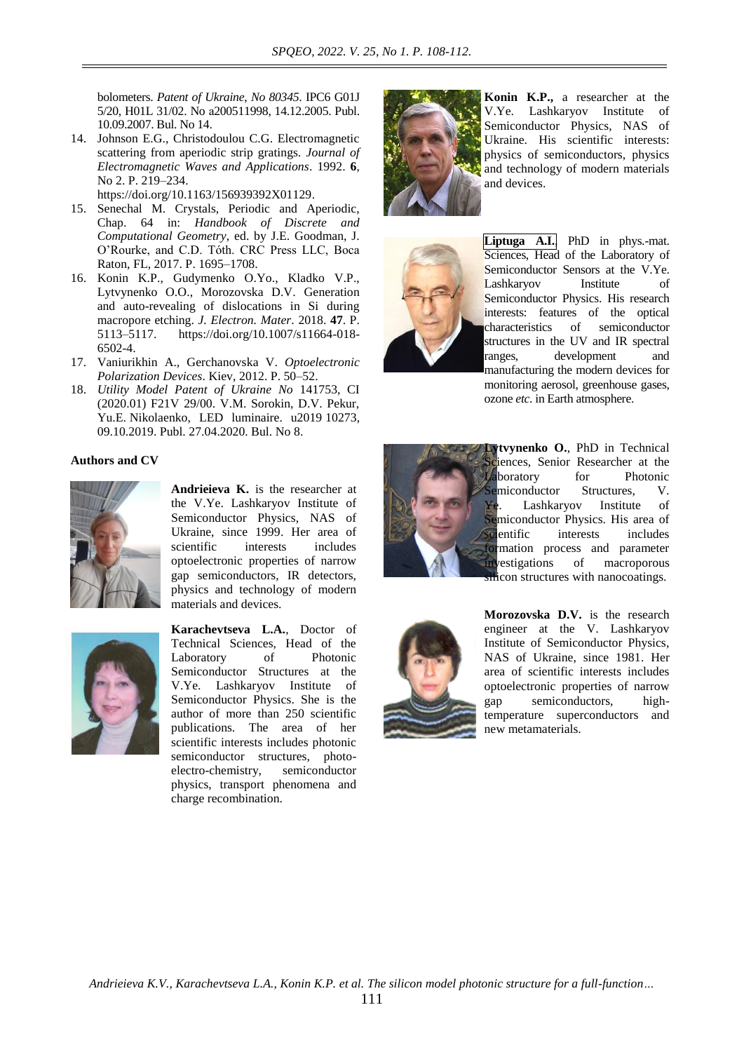bolometers. *Patent of Ukraine, No 80345*. IPC6 G01J 5/20, H01L 31/02. No a200511998, 14.12.2005. Publ. 10.09.2007. Bul. No 14.

14. Johnson E.G., Christodoulou C.G. Electromagnetic scattering from aperiodic strip gratings. *Journal of Electromagnetic Waves and Applications*. 1992. **6**, No 2. P. 219–234. https://doi.org/10.1163/156939392X01129.
15. Senechal M. Crystals, Periodic and Aperiodic, Chap. 64 in: *Handbook of Discrete and Computational Geometry*, ed. by J.E. Goodman, J. O'Rourke, and C.D. Tóth. CRC Press LLC, Boca Raton, FL, 2017. P. 1695–1708.
16. Konin K.P., Gudymenko O.Yo., Kladko V.P., Lytvynenko O.O., Morozovska D.V. Generation and auto-revealing of dislocations in Si during macropore etching. *J. Electron. Mater*. 2018. **47**. P. 5113–5117. https://doi.org/10.1007/s11664-018-6502-4.
17. Vaniurikhin A., Gerchanovska V. *Optoelectronic Polarization Devices*. Kiev, 2012. P. 50–52.
18. *Utility Model Patent of Ukraine No* 141753, CI (2020.01) F21V 29/00. V.M. Sorokin, D.V. Pekur, Yu.E. Nikolaenko, LED luminaire. u2019 10273, 09.10.2019. Publ. 27.04.2020. Bul. No 8.

## Authors and CV

**Andrieieva K.** is the researcher at the V.Ye. Lashkaryov Institute of Semiconductor Physics, NAS of Ukraine, since 1999. Her area of scientific interests includes optoelectronic properties of narrow gap semiconductors, IR detectors, physics and technology of modern materials and devices.

**Karachevtseva L.A.**, Doctor of Technical Sciences, Head of the Laboratory of Photonic Semiconductor Structures at the V.Ye. Lashkaryov Institute of Semiconductor Physics. She is the author of more than 250 scientific publications. The area of her scientific interests includes photonic semiconductor structures, photo-electro-chemistry, semiconductor physics, transport phenomena and charge recombination.

**Konin K.P.,** a researcher at the V.Ye. Lashkaryov Institute of Semiconductor Physics, NAS of Ukraine. His scientific interests: physics of semiconductors, physics and technology of modern materials and devices.

**Liptuga A.I.** PhD in phys.-mat. Sciences, Head of the Laboratory of Semiconductor Sensors at the V.Ye. Lashkaryov Institute of Semiconductor Physics. His research interests: features of the optical characteristics of semiconductor structures in the UV and IR spectral ranges, development and manufacturing the modern devices for monitoring aerosol, greenhouse gases, ozone *etc.* in Earth atmosphere.

**Lytvynenko O.**, PhD in Technical Sciences, Senior Researcher at the Laboratory for Photonic Semiconductor Structures, V. Ye. Lashkaryov Institute of Semiconductor Physics. His area of scientific interests includes formation process and parameter investigations of macroporous silicon structures with nanocoatings.

**Morozovska D.V.** is the research engineer at the V. Lashkaryov Institute of Semiconductor Physics, NAS of Ukraine, since 1981. Her area of scientific interests includes optoelectronic properties of narrow gap semiconductors, high-temperature superconductors and new metamaterials.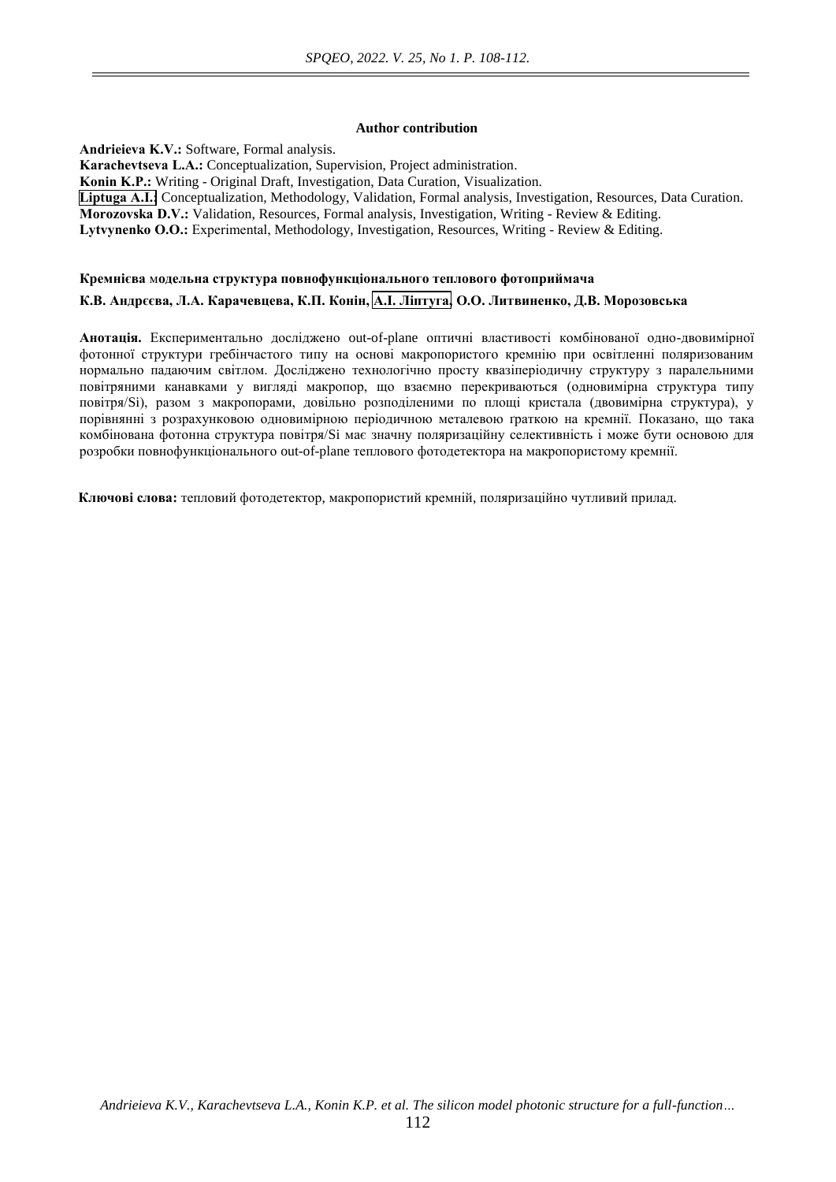**Author contribution**

**Andrieieva K.V.:** Software, Formal analysis.
**Karachevtseva L.A.:** Conceptualization, Supervision, Project administration.
**Konin K.P.:** Writing - Original Draft, Investigation, Data Curation, Visualization.
**Liptuga A.I.:** Conceptualization, Methodology, Validation, Formal analysis, Investigation, Resources, Data Curation.
**Morozovska D.V.:** Validation, Resources, Formal analysis, Investigation, Writing - Review & Editing.
**Lytvynenko O.O.:** Experimental, Methodology, Investigation, Resources, Writing - Review & Editing.

**Кремнієва модельна структура повнофункціонального теплового фотоприймача**

**К.В. Андрєєва, Л.А. Карачевцева, К.П. Конін, А.І. Ліптуга, О.О. Литвиненко, Д.В. Морозовська**

**Анотація.** Експериментально досліджено out-of-plane оптичні властивості комбінованої одно-двовимірної фотонної структури гребінчастого типу на основі макропористого кремнію при освітленні поляризованим нормально падаючим світлом. Досліджено технологічно просту квазіперіодичну структуру з паралельними повітряними канавками у вигляді макропор, що взаємно перекриваються (одновимірна структура типу повітря/Si), разом з макропорами, довільно розподіленими по площі кристала (двовимірна структура), у порівнянні з розрахунковою одновимірною періодичною металевою ґраткою на кремнії. Показано, що така комбінована фотонна структура повітря/Si має значну поляризаційну селективність і може бути основою для розробки повнофункціонального out-of-plane теплового фотодетектора на макропористому кремнії.

**Ключові слова:** тепловий фотодетектор, макропористий кремній, поляризаційно чутливий прилад.